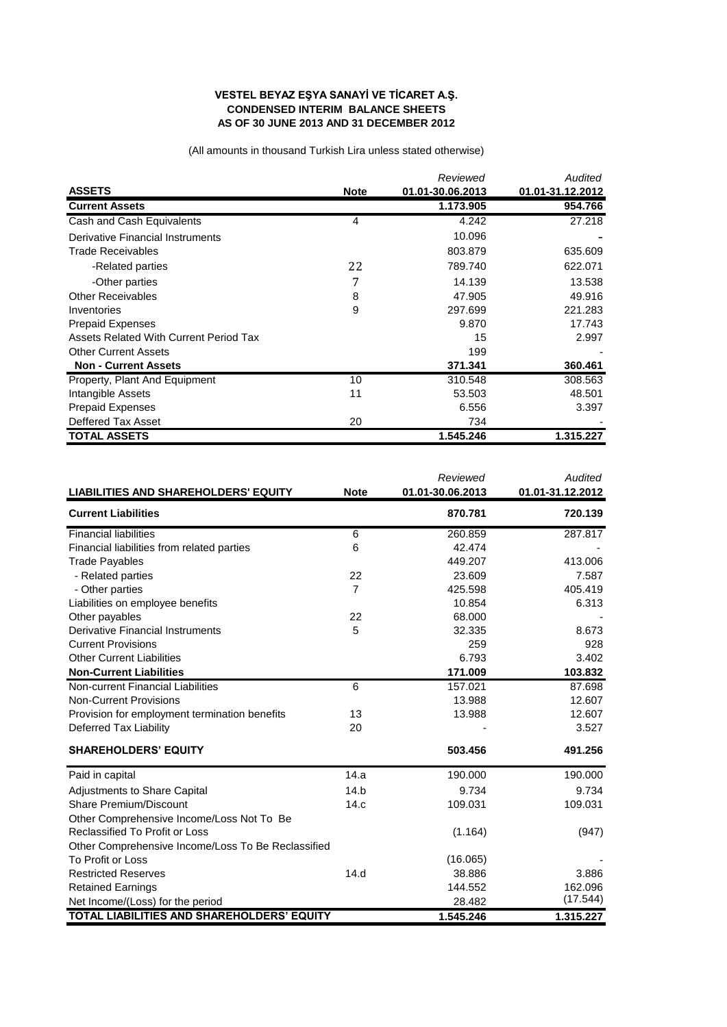**VESTEL BEYAZ EŞYA SANAYİ VE TİCARET A.Ş.**
**CONDENSED INTERIM BALANCE SHEETS**
**AS OF 30 JUNE 2013 AND 31 DECEMBER 2012**

(All amounts in thousand Turkish Lira unless stated otherwise)

| **ASSETS** | **Note** | *Reviewed* **01.01-30.06.2013** | *Audited* **01.01-31.12.2012** |
|---|---|---|---|
| **Current Assets** | | **1.173.905** | **954.766** |
| Cash and Cash Equivalents | 4 | 4.242 | 27.218 |
| Derivative Financial Instruments | | 10.096 | - |
| Trade Receivables | | 803.879 | 635.609 |
| -Related parties | 22 | 789.740 | 622.071 |
| -Other parties | 7 | 14.139 | 13.538 |
| Other Receivables | 8 | 47.905 | 49.916 |
| Inventories | 9 | 297.699 | 221.283 |
| Prepaid Expenses | | 9.870 | 17.743 |
| Assets Related With Current Period Tax | | 15 | 2.997 |
| Other Current Assets | | 199 | - |
| **Non - Current Assets** | | **371.341** | **360.461** |
| Property, Plant And Equipment | 10 | 310.548 | 308.563 |
| Intangible Assets | 11 | 53.503 | 48.501 |
| Prepaid Expenses | | 6.556 | 3.397 |
| Deffered Tax Asset | 20 | 734 | - |
| **TOTAL ASSETS** | | **1.545.246** | **1.315.227** |

| **LIABILITIES AND SHAREHOLDERS' EQUITY** | **Note** | *Reviewed* **01.01-30.06.2013** | *Audited* **01.01-31.12.2012** |
|---|---|---|---|
| **Current Liabilities** | | **870.781** | **720.139** |
| Financial liabilities | 6 | 260.859 | 287.817 |
| Financial liabilities from related parties | 6 | 42.474 | - |
| Trade Payables | | 449.207 | 413.006 |
| - Related parties | 22 | 23.609 | 7.587 |
| - Other parties | 7 | 425.598 | 405.419 |
| Liabilities on employee benefits | | 10.854 | 6.313 |
| Other payables | 22 | 68.000 | - |
| Derivative Financial Instruments | 5 | 32.335 | 8.673 |
| Current Provisions | | 259 | 928 |
| Other Current Liabilities | | 6.793 | 3.402 |
| **Non-Current Liabilities** | | **171.009** | **103.832** |
| Non-current Financial Liabilities | 6 | 157.021 | 87.698 |
| Non-Current Provisions | | 13.988 | 12.607 |
| Provision for employment termination benefits | 13 | 13.988 | 12.607 |
| Deferred Tax Liability | 20 | - | 3.527 |
| **SHAREHOLDERS' EQUITY** | | **503.456** | **491.256** |
| Paid in capital | 14.a | 190.000 | 190.000 |
| Adjustments to Share Capital | 14.b | 9.734 | 9.734 |
| Share Premium/Discount | 14.c | 109.031 | 109.031 |
| Other Comprehensive Income/Loss Not To Be Reclassified To Profit or Loss | | (1.164) | (947) |
| Other Comprehensive Income/Loss To Be Reclassified To Profit or Loss | | (16.065) | - |
| Restricted Reserves | 14.d | 38.886 | 3.886 |
| Retained Earnings | | 144.552 | 162.096 |
| Net Income/(Loss) for the period | | 28.482 | (17.544) |
| **TOTAL LIABILITIES AND SHAREHOLDERS' EQUITY** | | **1.545.246** | **1.315.227** |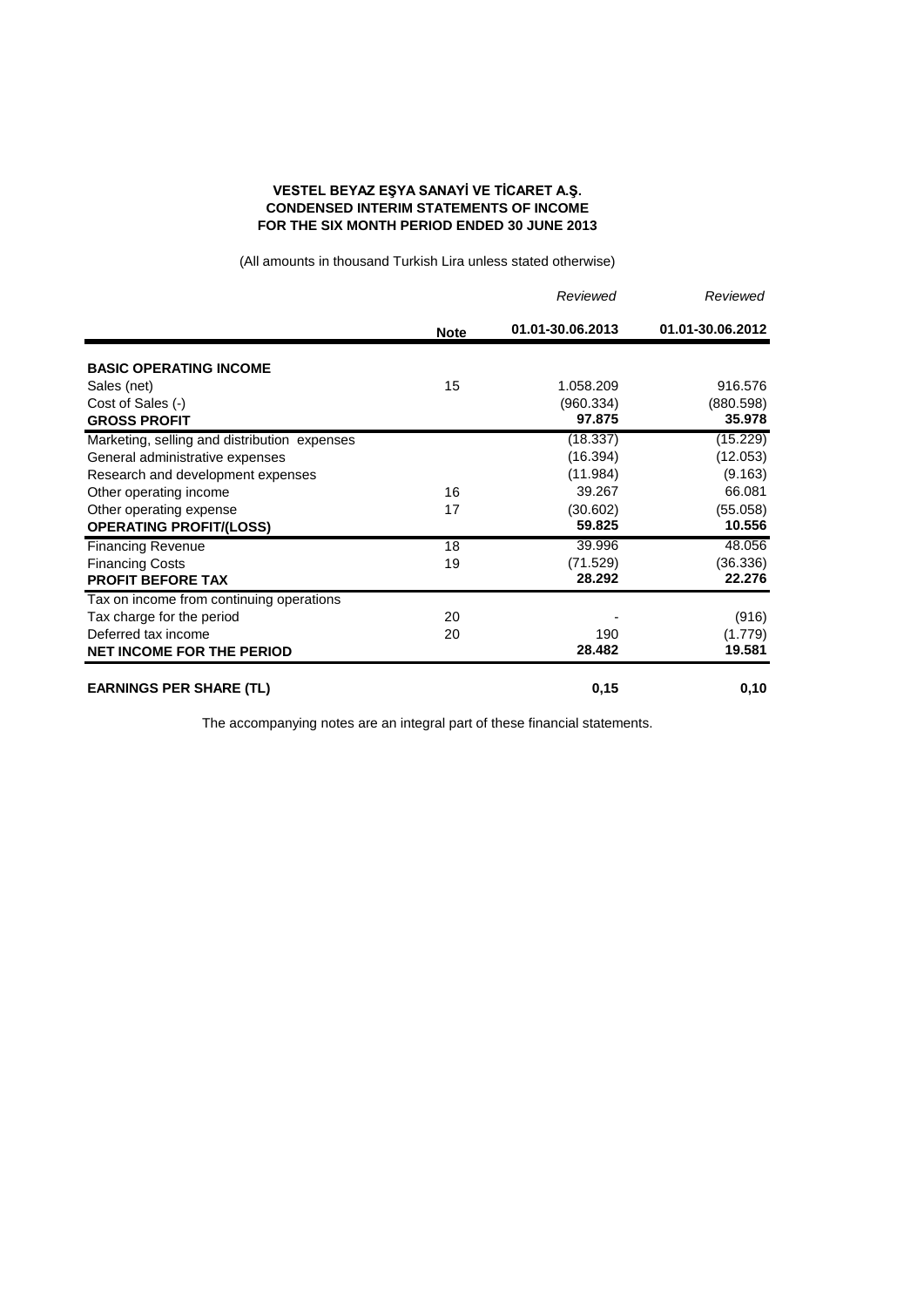**VESTEL BEYAZ EŞYA SANAYİ VE TİCARET A.Ş.**
**CONDENSED INTERIM STATEMENTS OF INCOME**
**FOR THE SIX MONTH PERIOD ENDED 30 JUNE 2013**

(All amounts in thousand Turkish Lira unless stated otherwise)

| | Note | *Reviewed* 01.01-30.06.2013 | *Reviewed* 01.01-30.06.2012 |
|---|---|---|---|
| **BASIC OPERATING INCOME** | | | |
| Sales (net) | 15 | 1.058.209 | 916.576 |
| Cost of Sales (-) | | (960.334) | (880.598) |
| **GROSS PROFIT** | | **97.875** | **35.978** |
| Marketing, selling and distribution expenses | | (18.337) | (15.229) |
| General administrative expenses | | (16.394) | (12.053) |
| Research and development expenses | | (11.984) | (9.163) |
| Other operating income | 16 | 39.267 | 66.081 |
| Other operating expense | 17 | (30.602) | (55.058) |
| **OPERATING PROFIT/(LOSS)** | | **59.825** | **10.556** |
| Financing Revenue | 18 | 39.996 | 48.056 |
| Financing Costs | 19 | (71.529) | (36.336) |
| **PROFIT BEFORE TAX** | | **28.292** | **22.276** |
| Tax on income from continuing operations | | | |
| Tax charge for the period | 20 | - | (916) |
| Deferred tax income | 20 | 190 | (1.779) |
| **NET INCOME FOR THE PERIOD** | | **28.482** | **19.581** |
| **EARNINGS PER SHARE (TL)** | | **0,15** | **0,10** |

The accompanying notes are an integral part of these financial statements.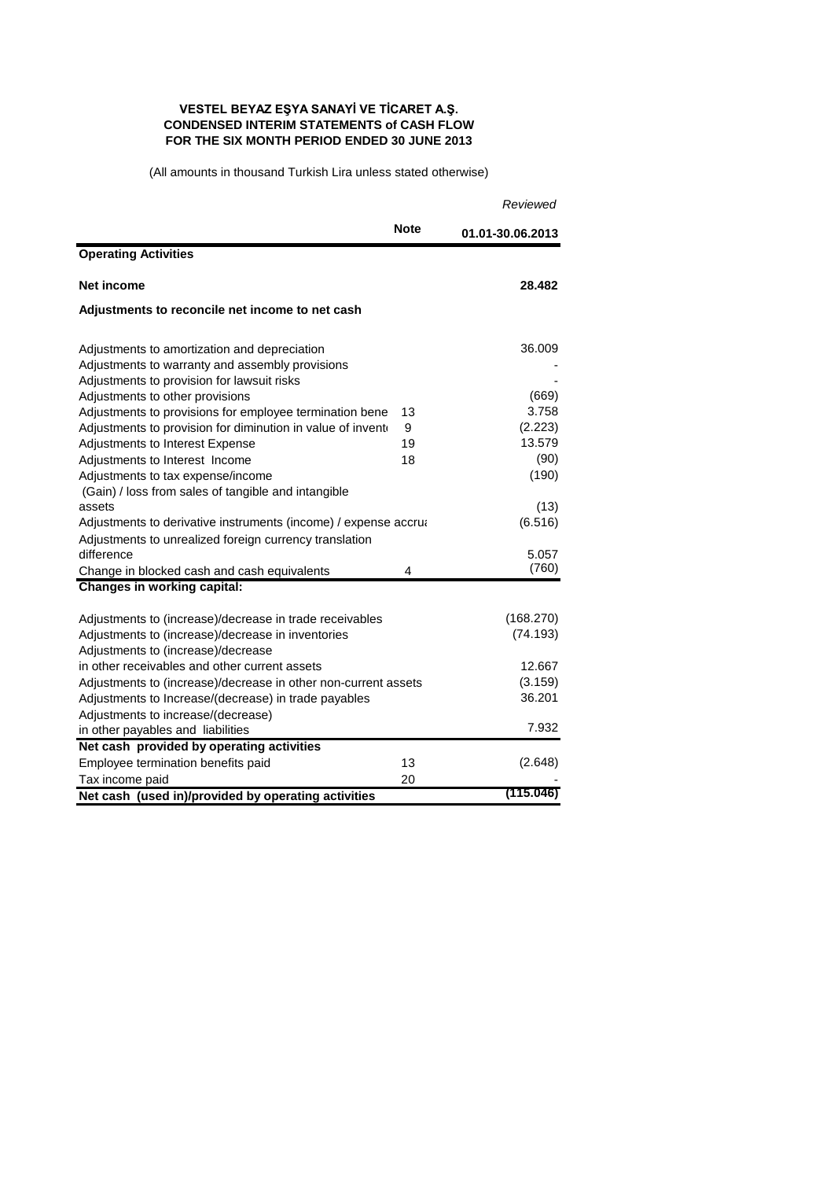**VESTEL BEYAZ EŞYA SANAYİ VE TİCARET A.Ş.**
**CONDENSED INTERIM STATEMENTS of CASH FLOW**
**FOR THE SIX MONTH PERIOD ENDED 30 JUNE 2013**

(All amounts in thousand Turkish Lira unless stated otherwise)

| | Note | *Reviewed* 01.01-30.06.2013 |
|---|---|---|
| **Operating Activities** | | |
| **Net income** | | **28.482** |
| **Adjustments to reconcile net income to net cash** | | |
| Adjustments to amortization and depreciation | | 36.009 |
| Adjustments to warranty and assembly provisions | | - |
| Adjustments to provision for lawsuit risks | | - |
| Adjustments to other provisions | | (669) |
| Adjustments to provisions for employee termination bene | 13 | 3.758 |
| Adjustments to provision for diminution in value of invent | 9 | (2.223) |
| Adjustments to Interest Expense | 19 | 13.579 |
| Adjustments to Interest Income | 18 | (90) |
| Adjustments to tax expense/income | | (190) |
| (Gain) / loss from sales of tangible and intangible assets | | (13) |
| Adjustments to derivative instruments (income) / expense accrua | | (6.516) |
| Adjustments to unrealized foreign currency translation difference | | 5.057 |
| Change in blocked cash and cash equivalents | 4 | (760) |
| **Changes in working capital:** | | |
| Adjustments to (increase)/decrease in trade receivables | | (168.270) |
| Adjustments to (increase)/decrease in inventories | | (74.193) |
| Adjustments to (increase)/decrease in other receivables and other current assets | | 12.667 |
| Adjustments to (increase)/decrease in other non-current assets | | (3.159) |
| Adjustments to Increase/(decrease) in trade payables | | 36.201 |
| Adjustments to increase/(decrease) in other payables and liabilities | | 7.932 |
| **Net cash provided by operating activities** | | |
| Employee termination benefits paid | 13 | (2.648) |
| Tax income paid | 20 | - |
| **Net cash (used in)/provided by operating activities** | | **(115.046)** |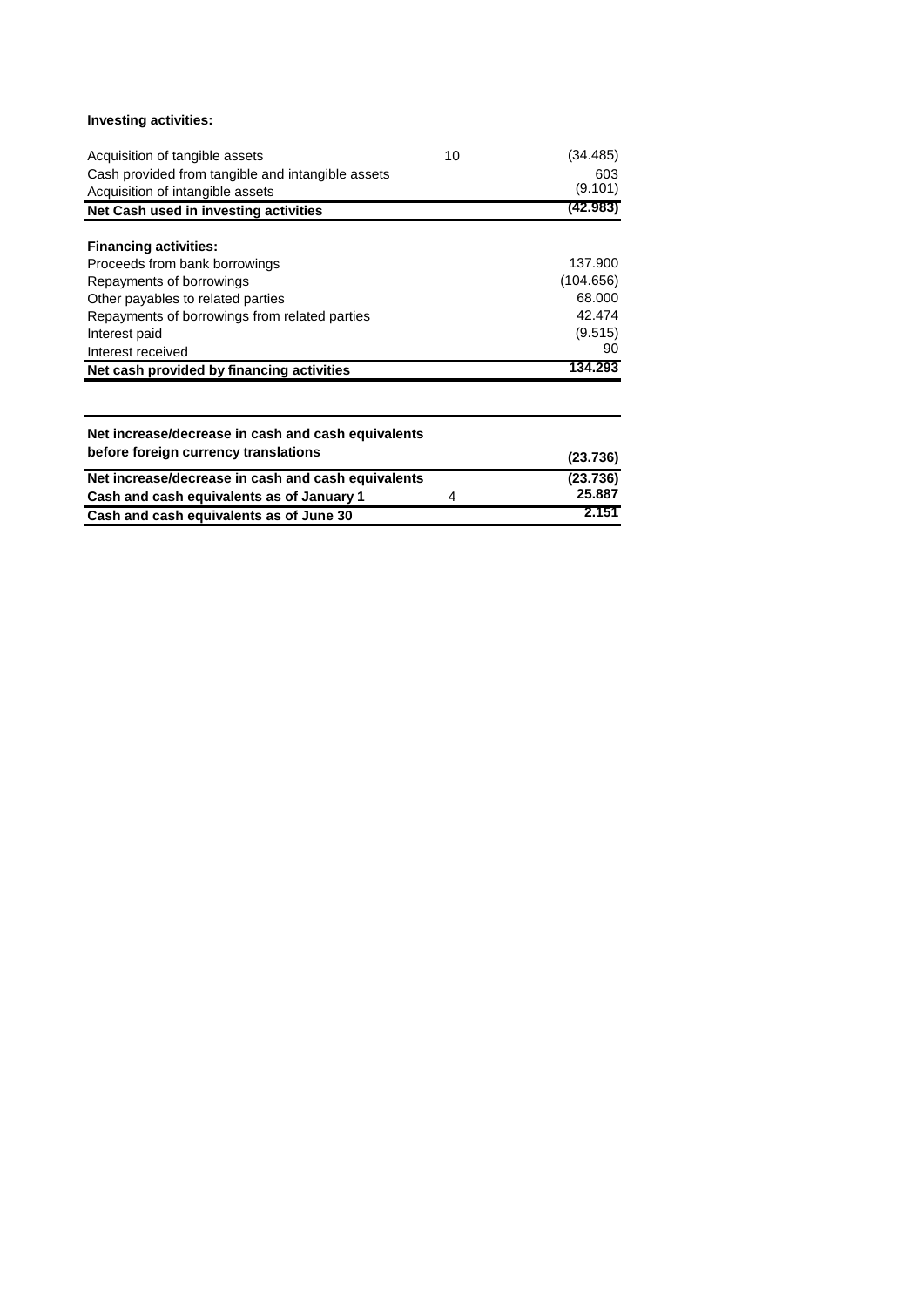| | | |
|---|---|---|
| **Investing activities:** | | |
| Acquisition of tangible assets | 10 | (34.485) |
| Cash provided from tangible and intangible assets | | 603 |
| Acquisition of intangible assets | | (9.101) |
| **Net Cash used in investing activities** | | **(42.983)** |
| | | |
| **Financing activities:** | | |
| Proceeds from bank borrowings | | 137.900 |
| Repayments of borrowings | | (104.656) |
| Other payables to related parties | | 68.000 |
| Repayments of borrowings from related parties | | 42.474 |
| Interest paid | | (9.515) |
| Interest received | | 90 |
| **Net cash provided by financing activities** | | **134.293** |
| | | |
| **Net increase/decrease in cash and cash equivalents before foreign currency translations** | | **(23.736)** |
| **Net increase/decrease in cash and cash equivalents** | | **(23.736)** |
| **Cash and cash equivalents as of January 1** | 4 | **25.887** |
| **Cash and cash equivalents as of June 30** | | **2.151** |